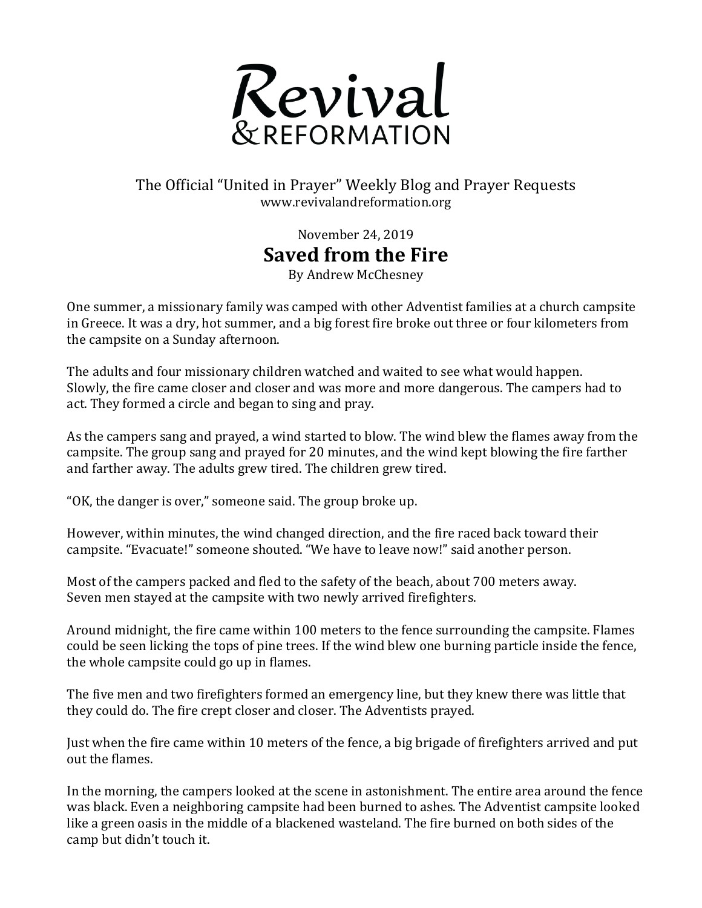# Revival & REFORMATION

The Official "United in Prayer" Weekly Blog and Prayer Requests
www.revivalandreformation.org

November 24, 2019

## Saved from the Fire

By Andrew McChesney

One summer, a missionary family was camped with other Adventist families at a church campsite in Greece. It was a dry, hot summer, and a big forest fire broke out three or four kilometers from the campsite on a Sunday afternoon.

The adults and four missionary children watched and waited to see what would happen. Slowly, the fire came closer and closer and was more and more dangerous. The campers had to act. They formed a circle and began to sing and pray.

As the campers sang and prayed, a wind started to blow. The wind blew the flames away from the campsite. The group sang and prayed for 20 minutes, and the wind kept blowing the fire farther and farther away. The adults grew tired. The children grew tired.

"OK, the danger is over," someone said. The group broke up.

However, within minutes, the wind changed direction, and the fire raced back toward their campsite. "Evacuate!" someone shouted. "We have to leave now!" said another person.

Most of the campers packed and fled to the safety of the beach, about 700 meters away. Seven men stayed at the campsite with two newly arrived firefighters.

Around midnight, the fire came within 100 meters to the fence surrounding the campsite. Flames could be seen licking the tops of pine trees. If the wind blew one burning particle inside the fence, the whole campsite could go up in flames.

The five men and two firefighters formed an emergency line, but they knew there was little that they could do. The fire crept closer and closer. The Adventists prayed.

Just when the fire came within 10 meters of the fence, a big brigade of firefighters arrived and put out the flames.

In the morning, the campers looked at the scene in astonishment. The entire area around the fence was black. Even a neighboring campsite had been burned to ashes. The Adventist campsite looked like a green oasis in the middle of a blackened wasteland. The fire burned on both sides of the camp but didn't touch it.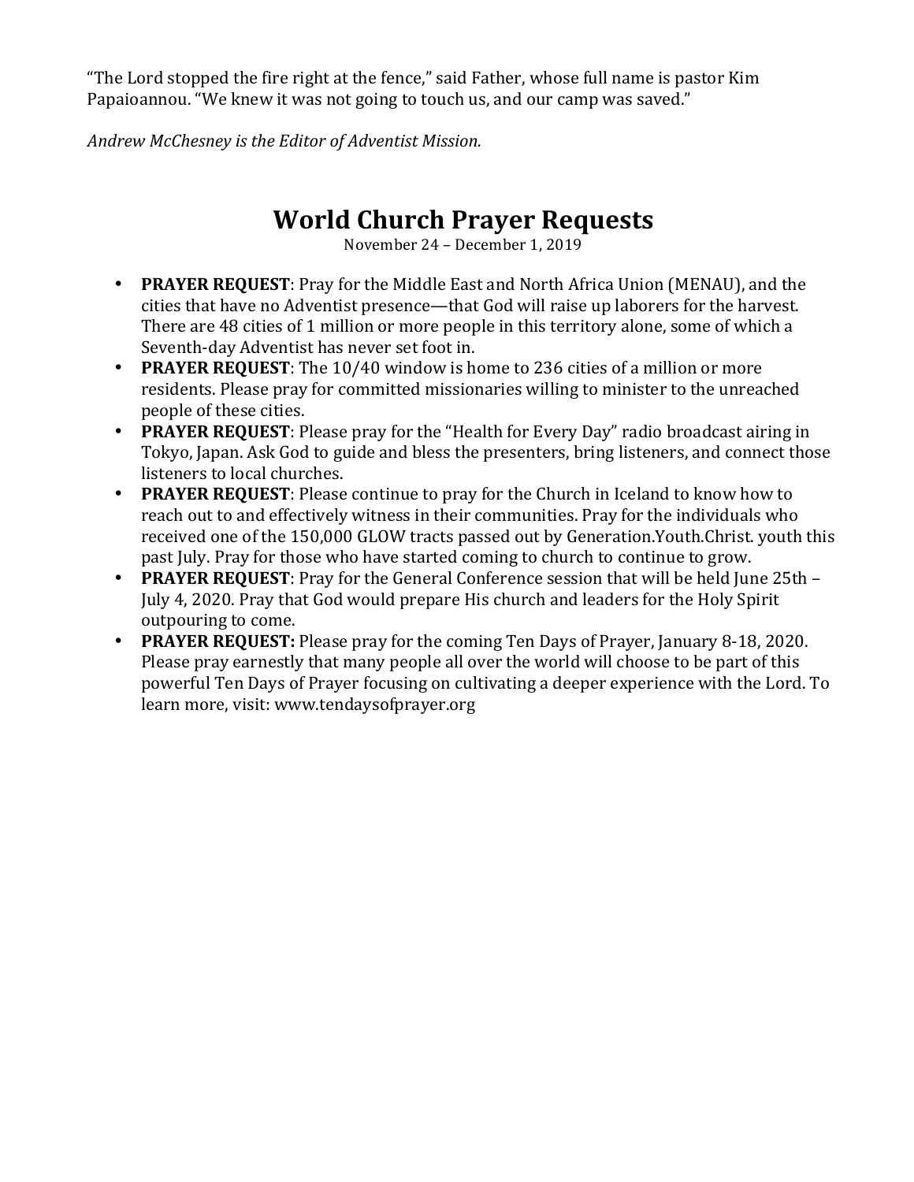"The Lord stopped the fire right at the fence," said Father, whose full name is pastor Kim Papaioannou. "We knew it was not going to touch us, and our camp was saved."

*Andrew McChesney is the Editor of Adventist Mission.*

# World Church Prayer Requests

November 24 – December 1, 2019

- **PRAYER REQUEST**: Pray for the Middle East and North Africa Union (MENAU), and the cities that have no Adventist presence—that God will raise up laborers for the harvest. There are 48 cities of 1 million or more people in this territory alone, some of which a Seventh-day Adventist has never set foot in.
- **PRAYER REQUEST**: The 10/40 window is home to 236 cities of a million or more residents. Please pray for committed missionaries willing to minister to the unreached people of these cities.
- **PRAYER REQUEST**: Please pray for the "Health for Every Day" radio broadcast airing in Tokyo, Japan. Ask God to guide and bless the presenters, bring listeners, and connect those listeners to local churches.
- **PRAYER REQUEST**: Please continue to pray for the Church in Iceland to know how to reach out to and effectively witness in their communities. Pray for the individuals who received one of the 150,000 GLOW tracts passed out by Generation.Youth.Christ. youth this past July. Pray for those who have started coming to church to continue to grow.
- **PRAYER REQUEST**: Pray for the General Conference session that will be held June 25th – July 4, 2020. Pray that God would prepare His church and leaders for the Holy Spirit outpouring to come.
- **PRAYER REQUEST:** Please pray for the coming Ten Days of Prayer, January 8-18, 2020. Please pray earnestly that many people all over the world will choose to be part of this powerful Ten Days of Prayer focusing on cultivating a deeper experience with the Lord. To learn more, visit: www.tendaysofprayer.org